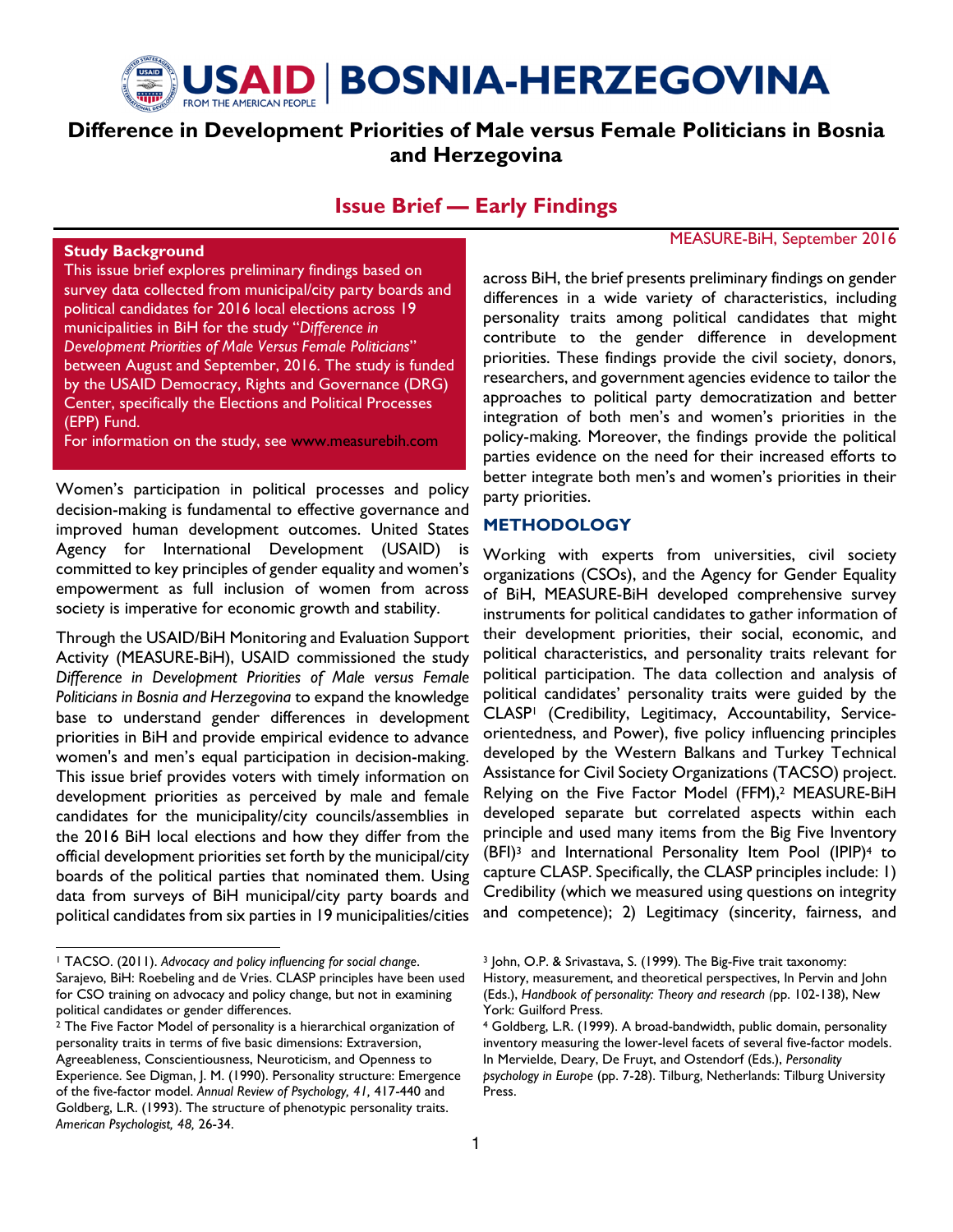# USAID | BOSNIA-HERZEGOVINA

## Difference in Development Priorities of Male versus Female Politicians in Bosnia and Herzegovina

### Issue Brief — Early Findings

MEASURE-BiH, September 2016

**Study Background**

This issue brief explores preliminary findings based on survey data collected from municipal/city party boards and political candidates for 2016 local elections across 19 municipalities in BiH for the study "*Difference in Development Priorities of Male Versus Female Politicians*" between August and September, 2016. The study is funded by the USAID Democracy, Rights and Governance (DRG) Center, specifically the Elections and Political Processes (EPP) Fund.

For information on the study, see www.measurebih.com

Women's participation in political processes and policy decision-making is fundamental to effective governance and improved human development outcomes. United States Agency for International Development (USAID) is committed to key principles of gender equality and women's empowerment as full inclusion of women from across society is imperative for economic growth and stability.

Through the USAID/BiH Monitoring and Evaluation Support Activity (MEASURE-BiH), USAID commissioned the study *Difference in Development Priorities of Male versus Female Politicians in Bosnia and Herzegovina* to expand the knowledge base to understand gender differences in development priorities in BiH and provide empirical evidence to advance women's and men's equal participation in decision-making. This issue brief provides voters with timely information on development priorities as perceived by male and female candidates for the municipality/city councils/assemblies in the 2016 BiH local elections and how they differ from the official development priorities set forth by the municipal/city boards of the political parties that nominated them. Using data from surveys of BiH municipal/city party boards and political candidates from six parties in 19 municipalities/cities across BiH, the brief presents preliminary findings on gender differences in a wide variety of characteristics, including personality traits among political candidates that might contribute to the gender difference in development priorities. These findings provide the civil society, donors, researchers, and government agencies evidence to tailor the approaches to political party democratization and better integration of both men's and women's priorities in the policy-making. Moreover, the findings provide the political parties evidence on the need for their increased efforts to better integrate both men's and women's priorities in their party priorities.

## METHODOLOGY

Working with experts from universities, civil society organizations (CSOs), and the Agency for Gender Equality of BiH, MEASURE-BiH developed comprehensive survey instruments for political candidates to gather information of their development priorities, their social, economic, and political characteristics, and personality traits relevant for political participation. The data collection and analysis of political candidates' personality traits were guided by the CLASP[1] (Credibility, Legitimacy, Accountability, Service-orientedness, and Power), five policy influencing principles developed by the Western Balkans and Turkey Technical Assistance for Civil Society Organizations (TACSO) project. Relying on the Five Factor Model (FFM),[2] MEASURE-BiH developed separate but correlated aspects within each principle and used many items from the Big Five Inventory (BFI)[3] and International Personality Item Pool (IPIP)[4] to capture CLASP. Specifically, the CLASP principles include: 1) Credibility (which we measured using questions on integrity and competence); 2) Legitimacy (sincerity, fairness, and

---

[1] TACSO. (2011). *Advocacy and policy influencing for social change*. Sarajevo, BiH: Roebeling and de Vries. CLASP principles have been used for CSO training on advocacy and policy change, but not in examining political candidates or gender differences.

[2] The Five Factor Model of personality is a hierarchical organization of personality traits in terms of five basic dimensions: Extraversion, Agreeableness, Conscientiousness, Neuroticism, and Openness to Experience. See Digman, J. M. (1990). Personality structure: Emergence of the five-factor model. *Annual Review of Psychology, 41,* 417-440 and Goldberg, L.R. (1993). The structure of phenotypic personality traits. *American Psychologist, 48,* 26-34.

[3] John, O.P. & Srivastava, S. (1999). The Big-Five trait taxonomy: History, measurement, and theoretical perspectives, In Pervin and John (Eds.), *Handbook of personality: Theory and research (*pp. 102-138), New York: Guilford Press.

[4] Goldberg, L.R. (1999). A broad-bandwidth, public domain, personality inventory measuring the lower-level facets of several five-factor models. In Mervielde, Deary, De Fruyt, and Ostendorf (Eds.), *Personality psychology in Europe* (pp. 7-28). Tilburg, Netherlands: Tilburg University Press.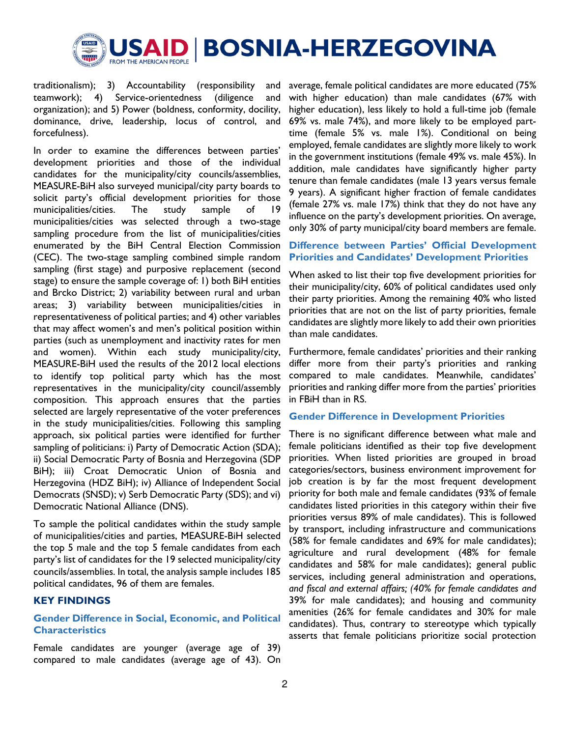traditionalism); 3) Accountability (responsibility and teamwork); 4) Service-orientedness (diligence and organization); and 5) Power (boldness, conformity, docility, dominance, drive, leadership, locus of control, and forcefulness).

In order to examine the differences between parties' development priorities and those of the individual candidates for the municipality/city councils/assemblies, MEASURE-BiH also surveyed municipal/city party boards to solicit party's official development priorities for those municipalities/cities. The study sample of 19 municipalities/cities was selected through a two-stage sampling procedure from the list of municipalities/cities enumerated by the BiH Central Election Commission (CEC). The two-stage sampling combined simple random sampling (first stage) and purposive replacement (second stage) to ensure the sample coverage of: 1) both BiH entities and Brcko District; 2) variability between rural and urban areas; 3) variability between municipalities/cities in representativeness of political parties; and 4) other variables that may affect women's and men's political position within parties (such as unemployment and inactivity rates for men and women). Within each study municipality/city, MEASURE-BiH used the results of the 2012 local elections to identify top political party which has the most representatives in the municipality/city council/assembly composition. This approach ensures that the parties selected are largely representative of the voter preferences in the study municipalities/cities. Following this sampling approach, six political parties were identified for further sampling of politicians: i) Party of Democratic Action (SDA); ii) Social Democratic Party of Bosnia and Herzegovina (SDP BiH); iii) Croat Democratic Union of Bosnia and Herzegovina (HDZ BiH); iv) Alliance of Independent Social Democrats (SNSD); v) Serb Democratic Party (SDS); and vi) Democratic National Alliance (DNS).

To sample the political candidates within the study sample of municipalities/cities and parties, MEASURE-BiH selected the top 5 male and the top 5 female candidates from each party's list of candidates for the 19 selected municipality/city councils/assemblies. In total, the analysis sample includes 185 political candidates, 96 of them are females.

## KEY FINDINGS

### Gender Difference in Social, Economic, and Political Characteristics

Female candidates are younger (average age of 39) compared to male candidates (average age of 43). On average, female political candidates are more educated (75% with higher education) than male candidates (67% with higher education), less likely to hold a full-time job (female 69% vs. male 74%), and more likely to be employed part-time (female 5% vs. male 1%). Conditional on being employed, female candidates are slightly more likely to work in the government institutions (female 49% vs. male 45%). In addition, male candidates have significantly higher party tenure than female candidates (male 13 years versus female 9 years). A significant higher fraction of female candidates (female 27% vs. male 17%) think that they do not have any influence on the party's development priorities. On average, only 30% of party municipal/city board members are female.

### Difference between Parties' Official Development Priorities and Candidates' Development Priorities

When asked to list their top five development priorities for their municipality/city, 60% of political candidates used only their party priorities. Among the remaining 40% who listed priorities that are not on the list of party priorities, female candidates are slightly more likely to add their own priorities than male candidates.

Furthermore, female candidates' priorities and their ranking differ more from their party's priorities and ranking compared to male candidates. Meanwhile, candidates' priorities and ranking differ more from the parties' priorities in FBiH than in RS.

### Gender Difference in Development Priorities

There is no significant difference between what male and female politicians identified as their top five development priorities. When listed priorities are grouped in broad categories/sectors, business environment improvement for job creation is by far the most frequent development priority for both male and female candidates (93% of female candidates listed priorities in this category within their five priorities versus 89% of male candidates). This is followed by transport, including infrastructure and communications (58% for female candidates and 69% for male candidates); agriculture and rural development (48% for female candidates and 58% for male candidates); general public services, including general administration and operations, *and fiscal and external affairs; (40% for female candidates and* 39% for male candidates); and housing and community amenities (26% for female candidates and 30% for male candidates). Thus, contrary to stereotype which typically asserts that female politicians prioritize social protection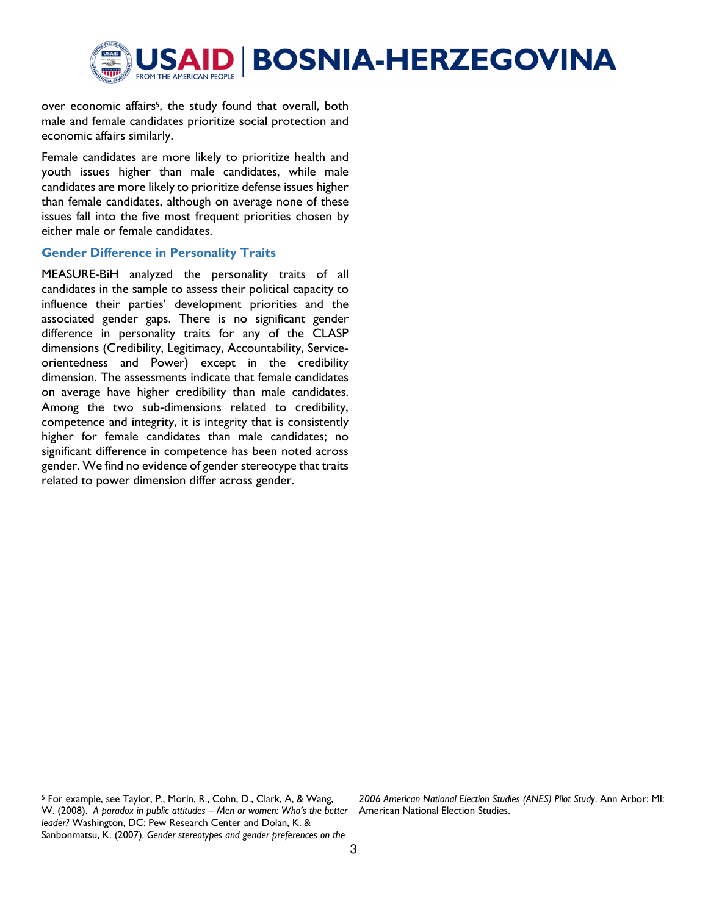over economic affairs[5], the study found that overall, both male and female candidates prioritize social protection and economic affairs similarly.

Female candidates are more likely to prioritize health and youth issues higher than male candidates, while male candidates are more likely to prioritize defense issues higher than female candidates, although on average none of these issues fall into the five most frequent priorities chosen by either male or female candidates.

### Gender Difference in Personality Traits

MEASURE-BiH analyzed the personality traits of all candidates in the sample to assess their political capacity to influence their parties' development priorities and the associated gender gaps. There is no significant gender difference in personality traits for any of the CLASP dimensions (Credibility, Legitimacy, Accountability, Service-orientedness and Power) except in the credibility dimension. The assessments indicate that female candidates on average have higher credibility than male candidates. Among the two sub-dimensions related to credibility, competence and integrity, it is integrity that is consistently higher for female candidates than male candidates; no significant difference in competence has been noted across gender. We find no evidence of gender stereotype that traits related to power dimension differ across gender.

[5] For example, see Taylor, P., Morin, R., Cohn, D., Clark, A, & Wang, W. (2008). *A paradox in public attitudes – Men or women: Who's the better leader?* Washington, DC: Pew Research Center and Dolan, K. & Sanbonmatsu, K. (2007). *Gender stereotypes and gender preferences on the 2006 American National Election Studies (ANES) Pilot Study*. Ann Arbor: MI: American National Election Studies.